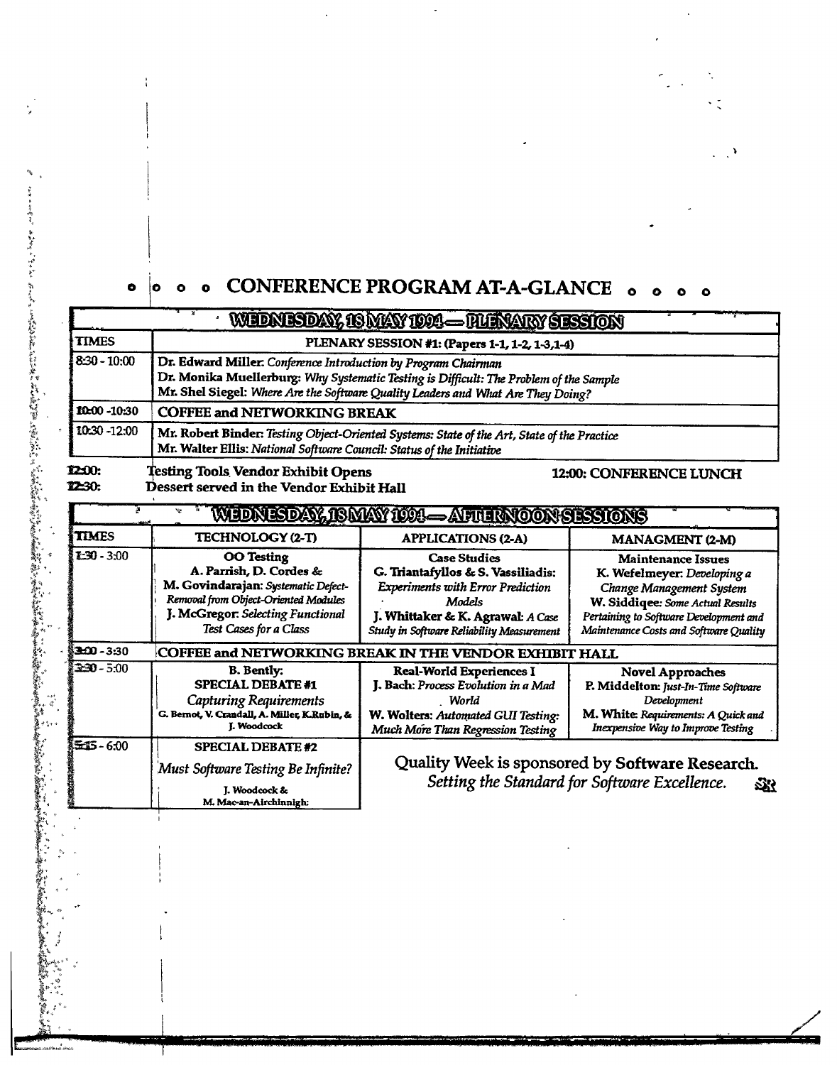# CONFERENCE PROGRAM AT-A-GLANCE

| WEDNESDAY, 18 MAY 1994 — PLENARY SESSION | |
|---|---|
| **TIMES** | **PLENARY SESSION #1: (Papers 1-1, 1-2, 1-3,1-4)** |
| 8:30 - 10:00 | **Dr. Edward Miller:** *Conference Introduction by Program Chairman*<br>**Dr. Monika Muellerburg:** *Why Systematic Testing is Difficult: The Problem of the Sample*<br>**Mr. Shel Siegel:** *Where Are the Software Quality Leaders and What Are They Doing?* |
| 10:00 -10:30 | **COFFEE and NETWORKING BREAK** |
| 10:30 -12:00 | **Mr. Robert Binder:** *Testing Object-Oriented Systems: State of the Art, State of the Practice*<br>**Mr. Walter Ellis:** *National Software Council: Status of the Initiative* |

**12:00:** Testing Tools Vendor Exhibit Opens — **12:00: CONFERENCE LUNCH**

**12:30:** Dessert served in the Vendor Exhibit Hall

| WEDNESDAY, 18 MAY 1994 — AFTERNOON SESSIONS | | | |
|---|---|---|---|
| **TIMES** | **TECHNOLOGY (2-T)** | **APPLICATIONS (2-A)** | **MANAGMENT (2-M)** |
| 1:30 - 3:00 | **OO Testing**<br>**A. Parrish, D. Cordes & M. Govindarajan:** *Systematic Defect-Removal from Object-Oriented Modules*<br>**J. McGregor:** *Selecting Functional Test Cases for a Class* | **Case Studies**<br>**G. Triantafyllos & S. Vassiliadis:** *Experiments with Error Prediction Models*<br>**J. Whittaker & K. Agrawal:** *A Case Study in Software Reliability Measurement* | **Maintenance Issues**<br>**K. Wefelmeyer:** *Developing a Change Management System*<br>**W. Siddiqee:** *Some Actual Results Pertaining to Software Development and Maintenance Costs and Software Quality* |
| 3:00 - 3:30 | **COFFEE and NETWORKING BREAK IN THE VENDOR EXHIBIT HALL** | | |
| 3:30 - 5:00 | **B. Bently:**<br>**SPECIAL DEBATE #1**<br>*Capturing Requirements*<br>**G. Bernot, V. Crandall, A. Miller, K.Rubin, & J. Woodcock** | **Real-World Experiences I**<br>**J. Bach:** *Process Evolution in a Mad World*<br>**W. Wolters:** *Automated GUI Testing: Much More Than Regression Testing* | **Novel Approaches**<br>**P. Middelton:** *Just-In-Time Software Development*<br>**M. White:** *Requirements: A Quick and Inexpensive Way to Improve Testing* |
| 5:15 - 6:00 | **SPECIAL DEBATE #2**<br>*Must Software Testing Be Infinite?*<br>**J. Woodcock & M. Mac-an-Airchinnigh:** | | |

Quality Week is sponsored by **Software Research.**
*Setting the Standard for Software Excellence.*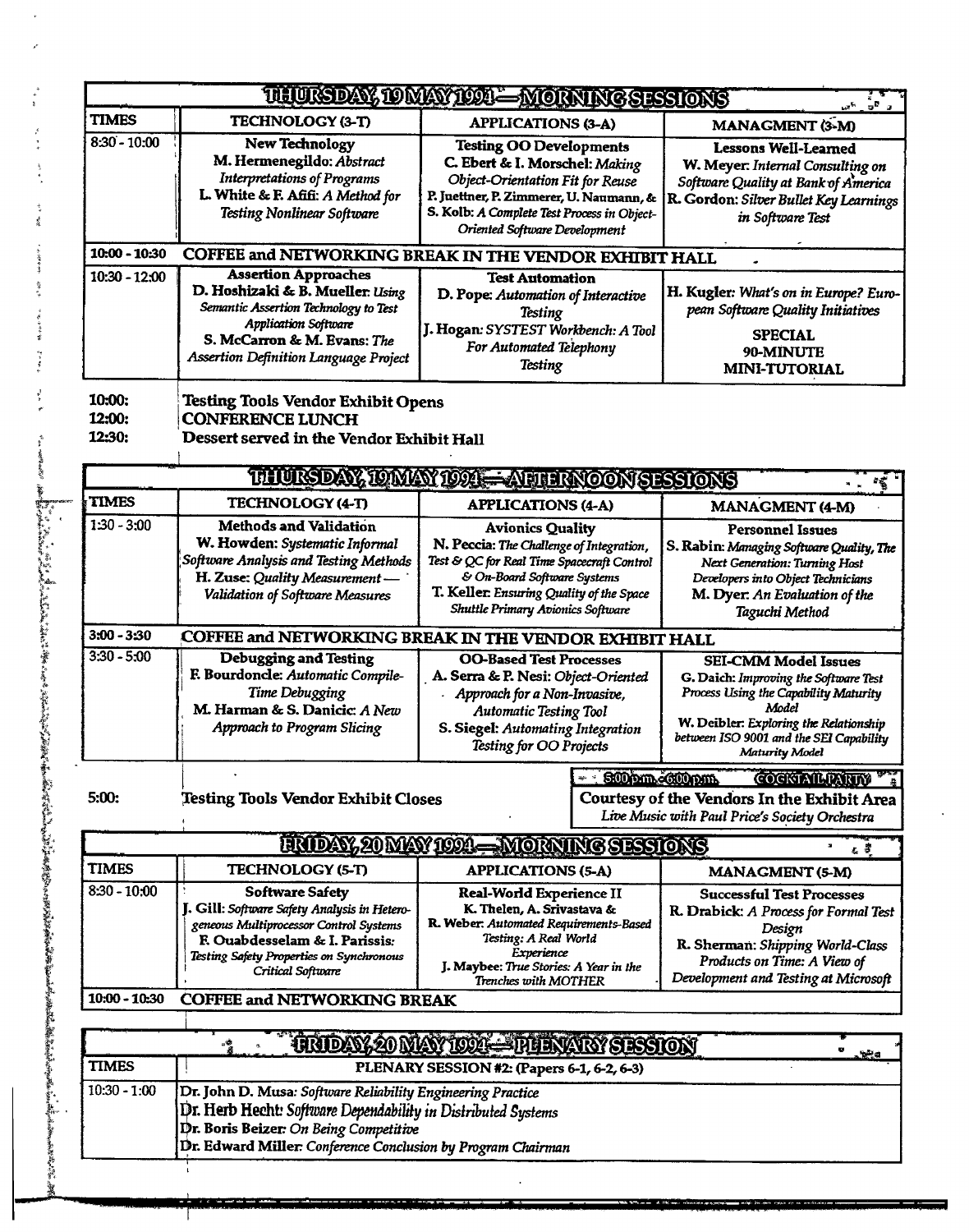## THURSDAY, 19 MAY 1994 — MORNING SESSIONS

| TIMES | TECHNOLOGY (3-T) | APPLICATIONS (3-A) | MANAGMENT (3-M) |
|---|---|---|---|
| 8:30 - 10:00 | **New Technology**<br>**M. Hermenegildo:** *Abstract Interpretations of Programs*<br>**L. White & F. Afifi:** *A Method for Testing Nonlinear Software* | **Testing OO Developments**<br>**C. Ebert & I. Morschel:** *Making Object-Orientation Fit for Reuse*<br>**P. Juettner, P. Zimmerer, U. Naumann, & S. Kolb:** *A Complete Test Process in Object-Oriented Software Development* | **Lessons Well-Learned**<br>**W. Meyer:** *Internal Consulting on Software Quality at Bank of America*<br>**R. Gordon:** *Silver Bullet Key Learnings in Software Test* |
| 10:00 - 10:30 | **COFFEE and NETWORKING BREAK IN THE VENDOR EXHIBIT HALL** | | |
| 10:30 - 12:00 | **Assertion Approaches**<br>**D. Hoshizaki & B. Mueller:** *Using Semantic Assertion Technology to Test Application Software*<br>**S. McCarron & M. Evans:** *The Assertion Definition Language Project* | **Test Automation**<br>**D. Pope:** *Automation of Interactive Testing*<br>**J. Hogan:** *SYSTEST Workbench: A Tool For Automated Telephony Testing* | **H. Kugler:** *What's on in Europe? European Software Quality Initiatives*<br>**SPECIAL 90-MINUTE MINI-TUTORIAL** |

**10:00:** Testing Tools Vendor Exhibit Opens
**12:00:** CONFERENCE LUNCH
**12:30:** Dessert served in the Vendor Exhibit Hall

## THURSDAY, 19 MAY 1994 — AFTERNOON SESSIONS

| TIMES | TECHNOLOGY (4-T) | APPLICATIONS (4-A) | MANAGMENT (4-M) |
|---|---|---|---|
| 1:30 - 3:00 | **Methods and Validation**<br>**W. Howden:** *Systematic Informal Software Analysis and Testing Methods*<br>**H. Zuse:** *Quality Measurement — Validation of Software Measures* | **Avionics Quality**<br>**N. Peccia:** *The Challenge of Integration, Test & QC for Real Time Spacecraft Control & On-Board Software Systems*<br>**T. Keller:** *Ensuring Quality of the Space Shuttle Primary Avionics Software* | **Personnel Issues**<br>**S. Rabin:** *Managing Software Quality, The Next Generation: Turning Host Developers into Object Technicians*<br>**M. Dyer:** *An Evaluation of the Taguchi Method* |
| 3:00 - 3:30 | **COFFEE and NETWORKING BREAK IN THE VENDOR EXHIBIT HALL** | | |
| 3:30 - 5:00 | **Debugging and Testing**<br>**F. Bourdoncle:** *Automatic Compile-Time Debugging*<br>**M. Harman & S. Danicic:** *A New Approach to Program Slicing* | **OO-Based Test Processes**<br>**A. Serra & P. Nesi:** *Object-Oriented Approach for a Non-Invasive, Automatic Testing Tool*<br>**S. Siegel:** *Automating Integration Testing for OO Projects* | **SEI-CMM Model Issues**<br>**G. Daich:** *Improving the Software Test Process Using the Capability Maturity Model*<br>**W. Deibler:** *Exploring the Relationship between ISO 9001 and the SEI Capability Maturity Model* |

**5:00:** Testing Tools Vendor Exhibit Closes

**5:00 p.m. - 6:00 p.m. COCKTAIL PARTY**
**Courtesy of the Vendors In the Exhibit Area**
*Live Music with Paul Price's Society Orchestra*

## FRIDAY, 20 MAY 1994 — MORNING SESSIONS

| TIMES | TECHNOLOGY (5-T) | APPLICATIONS (5-A) | MANAGMENT (5-M) |
|---|---|---|---|
| 8:30 - 10:00 | **Software Safety**<br>**J. Gill:** *Software Safety Analysis in Heterogeneous Multiprocessor Control Systems*<br>**F. Ouabdesselam & I. Parissis:** *Testing Safety Properties on Synchronous Critical Software* | **Real-World Experience II**<br>**K. Thelen, A. Srivastava & R. Weber:** *Automated Requirements-Based Testing: A Real World Experience*<br>**J. Maybee:** *True Stories: A Year in the Trenches with MOTHER* | **Successful Test Processes**<br>**R. Drabick:** *A Process for Formal Test Design*<br>**R. Sherman:** *Shipping World-Class Products on Time: A View of Development and Testing at Microsoft* |
| 10:00 - 10:30 | **COFFEE and NETWORKING BREAK** | | |

## FRIDAY, 20 MAY 1994 — PLENARY SESSION

| TIMES | PLENARY SESSION #2: (Papers 6-1, 6-2, 6-3) |
|---|---|
| 10:30 - 1:00 | **Dr. John D. Musa:** *Software Reliability Engineering Practice*<br>**Dr. Herb Hecht:** *Software Dependability in Distributed Systems*<br>**Dr. Boris Beizer:** *On Being Competitive*<br>**Dr. Edward Miller:** *Conference Conclusion by Program Chairman* |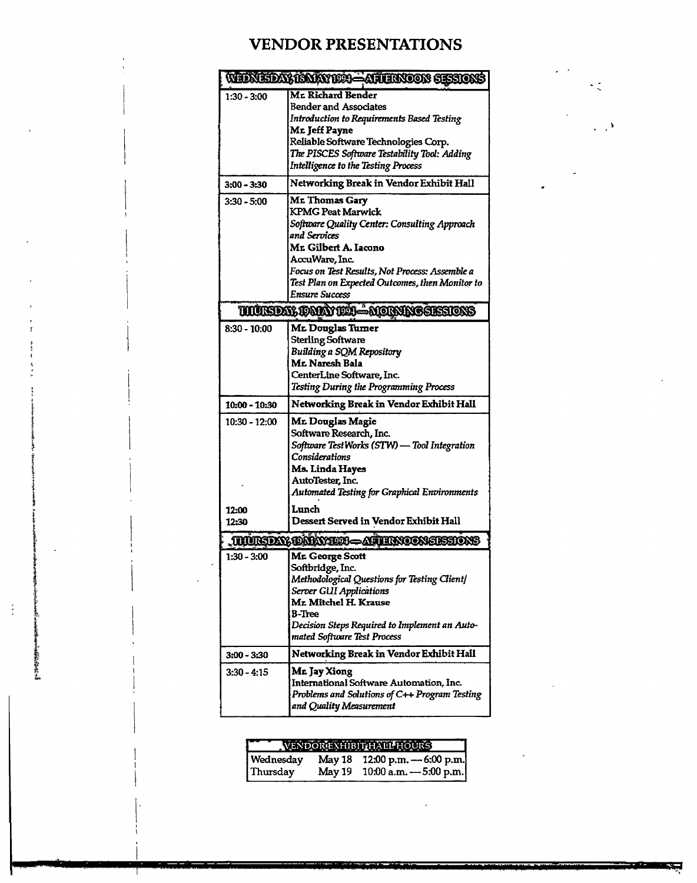# VENDOR PRESENTATIONS

| | |
|---|---|
| **WEDNESDAY, 18 MAY 1994 — AFTERNOON SESSIONS** | |
| 1:30 - 3:00 | **Mr. Richard Bender**<br>Bender and Associates<br>*Introduction to Requirements Based Testing*<br>**Mr. Jeff Payne**<br>Reliable Software Technologies Corp.<br>*The PISCES Software Testability Tool: Adding Intelligence to the Testing Process* |
| 3:00 - 3:30 | **Networking Break in Vendor Exhibit Hall** |
| 3:30 - 5:00 | **Mr. Thomas Gary**<br>KPMG Peat Marwick<br>*Software Quality Center: Consulting Approach and Services*<br>**Mr. Gilbert A. Iacono**<br>AccuWare, Inc.<br>*Focus on Test Results, Not Process: Assemble a Test Plan on Expected Outcomes, then Monitor to Ensure Success* |
| **THURSDAY, 19 MAY 1994 — MORNING SESSIONS** | |
| 8:30 - 10:00 | **Mr. Douglas Turner**<br>Sterling Software<br>*Building a SQM Repository*<br>**Mr. Naresh Bala**<br>CenterLine Software, Inc.<br>*Testing During the Programming Process* |
| 10:00 - 10:30 | **Networking Break in Vendor Exhibit Hall** |
| 10:30 - 12:00 | **Mr. Douglas Magie**<br>Software Research, Inc.<br>*Software TestWorks (STW) — Tool Integration Considerations*<br>**Ms. Linda Hayes**<br>AutoTester, Inc.<br>*Automated Testing for Graphical Environments* |
| 12:00 | **Lunch** |
| 12:30 | **Dessert Served in Vendor Exhibit Hall** |
| **THURSDAY, 19 MAY 1994 — AFTERNOON SESSIONS** | |
| 1:30 - 3:00 | **Mr. George Scott**<br>Softbridge, Inc.<br>*Methodological Questions for Testing Client/Server GUI Applications*<br>**Mr. Mitchel H. Krause**<br>B-Tree<br>*Decision Steps Required to Implement an Automated Software Test Process* |
| 3:00 - 3:30 | **Networking Break in Vendor Exhibit Hall** |
| 3:30 - 4:15 | **Mr. Jay Xiong**<br>International Software Automation, Inc.<br>*Problems and Solutions of C++ Program Testing and Quality Measurement* |

| VENDOR EXHIBIT HALL HOURS | | |
|---|---|---|
| Wednesday | May 18 | 12:00 p.m. — 6:00 p.m. |
| Thursday | May 19 | 10:00 a.m. — 5:00 p.m. |